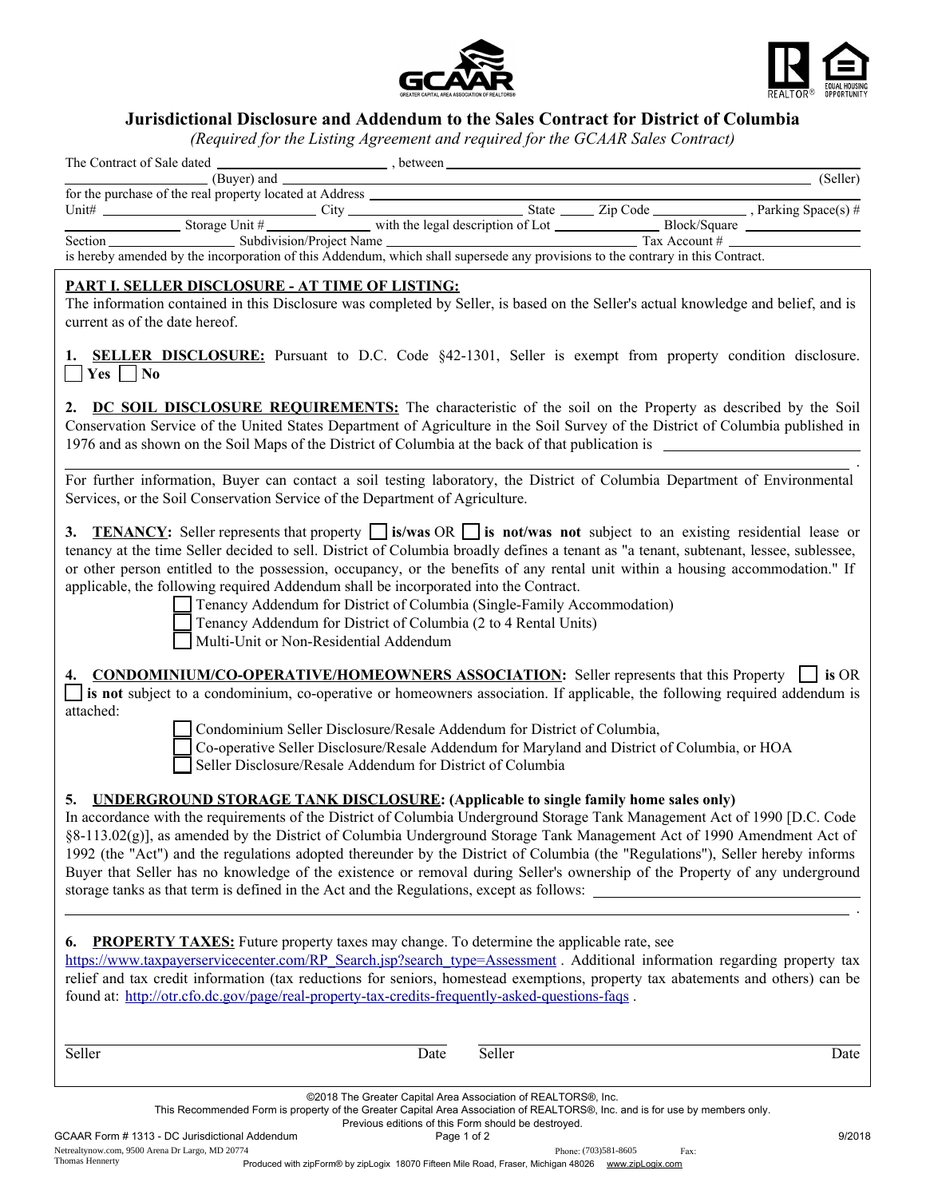# Jurisdictional Disclosure and Addendum to the Sales Contract for District of Columbia

*(Required for the Listing Agreement and required for the GCAAR Sales Contract)*

The Contract of Sale dated ______________________, between ______________________________________________ (Buyer) and ______________________________________________ (Seller) for the purchase of the real property located at Address ______________________________________________ Unit# ______________ City ______________ State ______ Zip Code ______________, Parking Space(s) # ______________ Storage Unit # ______________ with the legal description of Lot ______________ Block/Square ______________ Section ______________ Subdivision/Project Name ______________________________ Tax Account # ______________ is hereby amended by the incorporation of this Addendum, which shall supersede any provisions to the contrary in this Contract.

## PART I. SELLER DISCLOSURE - AT TIME OF LISTING:

The information contained in this Disclosure was completed by Seller, is based on the Seller's actual knowledge and belief, and is current as of the date hereof.

**1. SELLER DISCLOSURE:** Pursuant to D.C. Code §42-1301, Seller is exempt from property condition disclosure.
☐ **Yes** ☐ **No**

**2. DC SOIL DISCLOSURE REQUIREMENTS:** The characteristic of the soil on the Property as described by the Soil Conservation Service of the United States Department of Agriculture in the Soil Survey of the District of Columbia published in 1976 and as shown on the Soil Maps of the District of Columbia at the back of that publication is ______________________________________________.

For further information, Buyer can contact a soil testing laboratory, the District of Columbia Department of Environmental Services, or the Soil Conservation Service of the Department of Agriculture.

**3. TENANCY:** Seller represents that property ☐ **is/was** OR ☐ **is not/was not** subject to an existing residential lease or tenancy at the time Seller decided to sell. District of Columbia broadly defines a tenant as "a tenant, subtenant, lessee, sublessee, or other person entitled to the possession, occupancy, or the benefits of any rental unit within a housing accommodation." If applicable, the following required Addendum shall be incorporated into the Contract.

- ☐ Tenancy Addendum for District of Columbia (Single-Family Accommodation)
- ☐ Tenancy Addendum for District of Columbia (2 to 4 Rental Units)
- ☐ Multi-Unit or Non-Residential Addendum

**4. CONDOMINIUM/CO-OPERATIVE/HOMEOWNERS ASSOCIATION:** Seller represents that this Property ☐ **is** OR ☐ **is not** subject to a condominium, co-operative or homeowners association. If applicable, the following required addendum is attached:

- ☐ Condominium Seller Disclosure/Resale Addendum for District of Columbia,
- ☐ Co-operative Seller Disclosure/Resale Addendum for Maryland and District of Columbia, or HOA
- ☐ Seller Disclosure/Resale Addendum for District of Columbia

**5. UNDERGROUND STORAGE TANK DISCLOSURE: (Applicable to single family home sales only)**
In accordance with the requirements of the District of Columbia Underground Storage Tank Management Act of 1990 [D.C. Code §8-113.02(g)], as amended by the District of Columbia Underground Storage Tank Management Act of 1990 Amendment Act of 1992 (the "Act") and the regulations adopted thereunder by the District of Columbia (the "Regulations"), Seller hereby informs Buyer that Seller has no knowledge of the existence or removal during Seller's ownership of the Property of any underground storage tanks as that term is defined in the Act and the Regulations, except as follows: ______________________________________________.

**6. PROPERTY TAXES:** Future property taxes may change. To determine the applicable rate, see https://www.taxpayerservicecenter.com/RP_Search.jsp?search_type=Assessment . Additional information regarding property tax relief and tax credit information (tax reductions for seniors, homestead exemptions, property tax abatements and others) can be found at: http://otr.cfo.dc.gov/page/real-property-tax-credits-frequently-asked-questions-faqs .

| | | | |
|---|---|---|---|
| Seller | Date | Seller | Date |

©2018 The Greater Capital Area Association of REALTORS®, Inc.
This Recommended Form is property of the Greater Capital Area Association of REALTORS®, Inc. and is for use by members only.
Previous editions of this Form should be destroyed.

GCAAR Form # 1313 - DC Jurisdictional Addendum 9/2018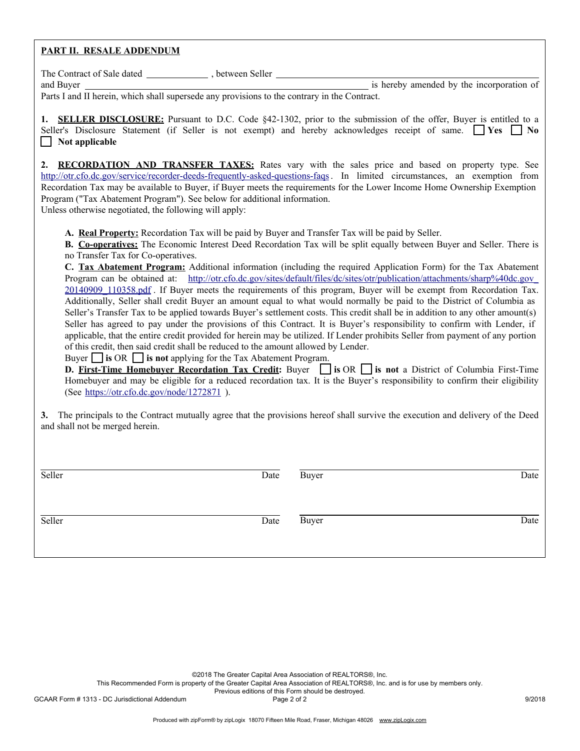## PART II. RESALE ADDENDUM

The Contract of Sale dated _____________ , between Seller _______________________________________________ and Buyer _______________________________________________ is hereby amended by the incorporation of Parts I and II herein, which shall supersede any provisions to the contrary in the Contract.

**1. SELLER DISCLOSURE:** Pursuant to D.C. Code §42-1302, prior to the submission of the offer, Buyer is entitled to a Seller's Disclosure Statement (if Seller is not exempt) and hereby acknowledges receipt of same. ☐ **Yes** ☐ **No** ☐ **Not applicable**

**2. RECORDATION AND TRANSFER TAXES:** Rates vary with the sales price and based on property type. See http://otr.cfo.dc.gov/service/recorder-deeds-frequently-asked-questions-faqs. In limited circumstances, an exemption from Recordation Tax may be available to Buyer, if Buyer meets the requirements for the Lower Income Home Ownership Exemption Program ("Tax Abatement Program"). See below for additional information.
Unless otherwise negotiated, the following will apply:

**A. Real Property:** Recordation Tax will be paid by Buyer and Transfer Tax will be paid by Seller.
**B. Co-operatives:** The Economic Interest Deed Recordation Tax will be split equally between Buyer and Seller. There is no Transfer Tax for Co-operatives.
**C. Tax Abatement Program:** Additional information (including the required Application Form) for the Tax Abatement Program can be obtained at: http://otr.cfo.dc.gov/sites/default/files/dc/sites/otr/publication/attachments/sharp%40dc.gov_20140909_110358.pdf. If Buyer meets the requirements of this program, Buyer will be exempt from Recordation Tax. Additionally, Seller shall credit Buyer an amount equal to what would normally be paid to the District of Columbia as Seller's Transfer Tax to be applied towards Buyer's settlement costs. This credit shall be in addition to any other amount(s) Seller has agreed to pay under the provisions of this Contract. It is Buyer's responsibility to confirm with Lender, if applicable, that the entire credit provided for herein may be utilized. If Lender prohibits Seller from payment of any portion of this credit, then said credit shall be reduced to the amount allowed by Lender.
Buyer ☐ **is** OR ☐ **is not** applying for the Tax Abatement Program.
**D. First-Time Homebuyer Recordation Tax Credit:** Buyer ☐ **is** OR ☐ **is not** a District of Columbia First-Time Homebuyer and may be eligible for a reduced recordation tax. It is the Buyer's responsibility to confirm their eligibility (See https://otr.cfo.dc.gov/node/1272871 ).

**3.** The principals to the Contract mutually agree that the provisions hereof shall survive the execution and delivery of the Deed and shall not be merged herein.

| | | | |
|---|---|---|---|
| Seller | Date | Buyer | Date |
| Seller | Date | Buyer | Date |

©2018 The Greater Capital Area Association of REALTORS®, Inc.
This Recommended Form is property of the Greater Capital Area Association of REALTORS®, Inc. and is for use by members only.
Previous editions of this Form should be destroyed.
GCAAR Form # 1313 - DC Jurisdictional Addendum 9/2018